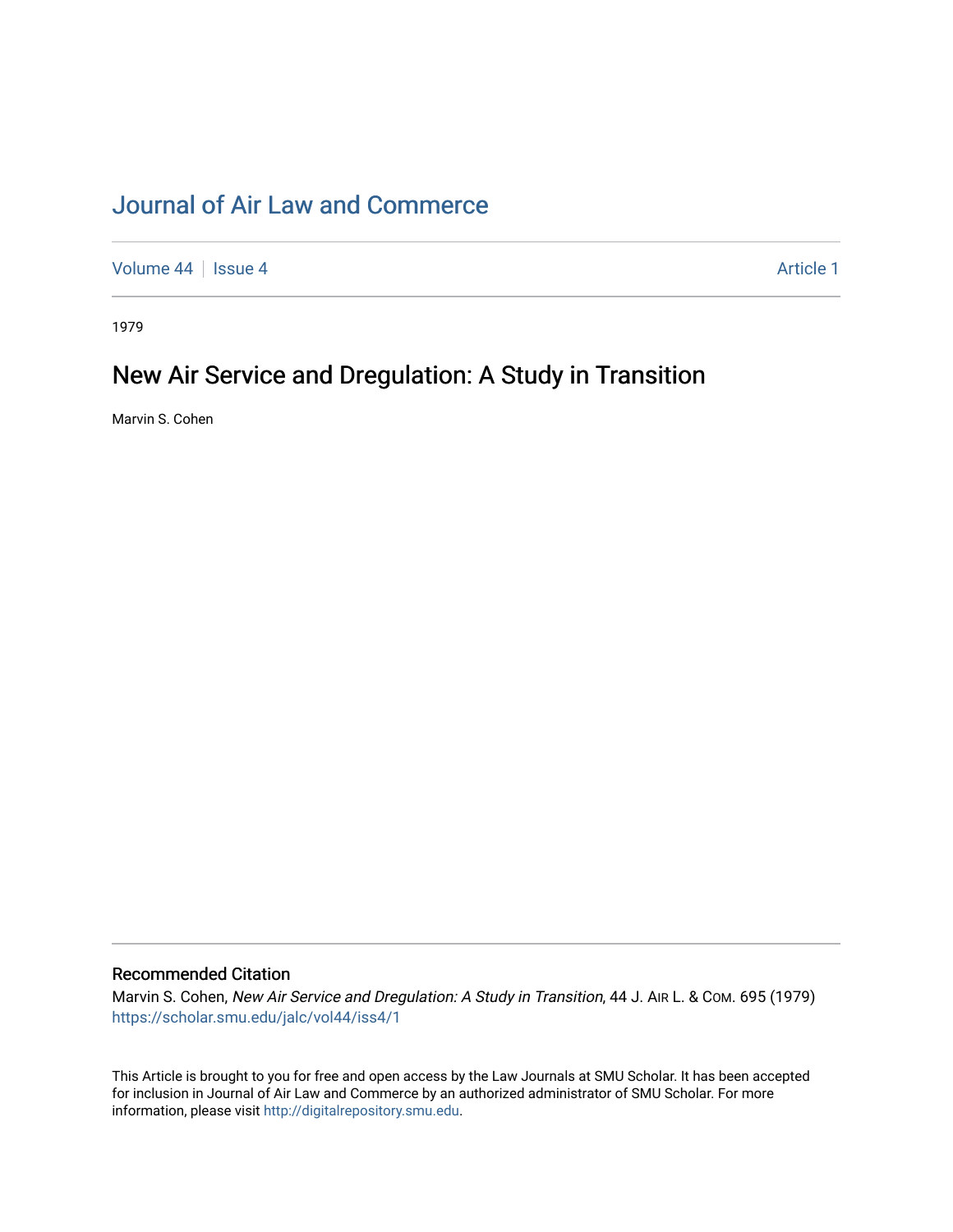# Journal of Air Law and Commerce

Volume 44 | Issue 4 | Article 1

1979

## New Air Service and Dregulation: A Study in Transition

Marvin S. Cohen

### Recommended Citation

Marvin S. Cohen, *New Air Service and Dregulation: A Study in Transition*, 44 J. AIR L. & COM. 695 (1979)
https://scholar.smu.edu/jalc/vol44/iss4/1

This Article is brought to you for free and open access by the Law Journals at SMU Scholar. It has been accepted for inclusion in Journal of Air Law and Commerce by an authorized administrator of SMU Scholar. For more information, please visit http://digitalrepository.smu.edu.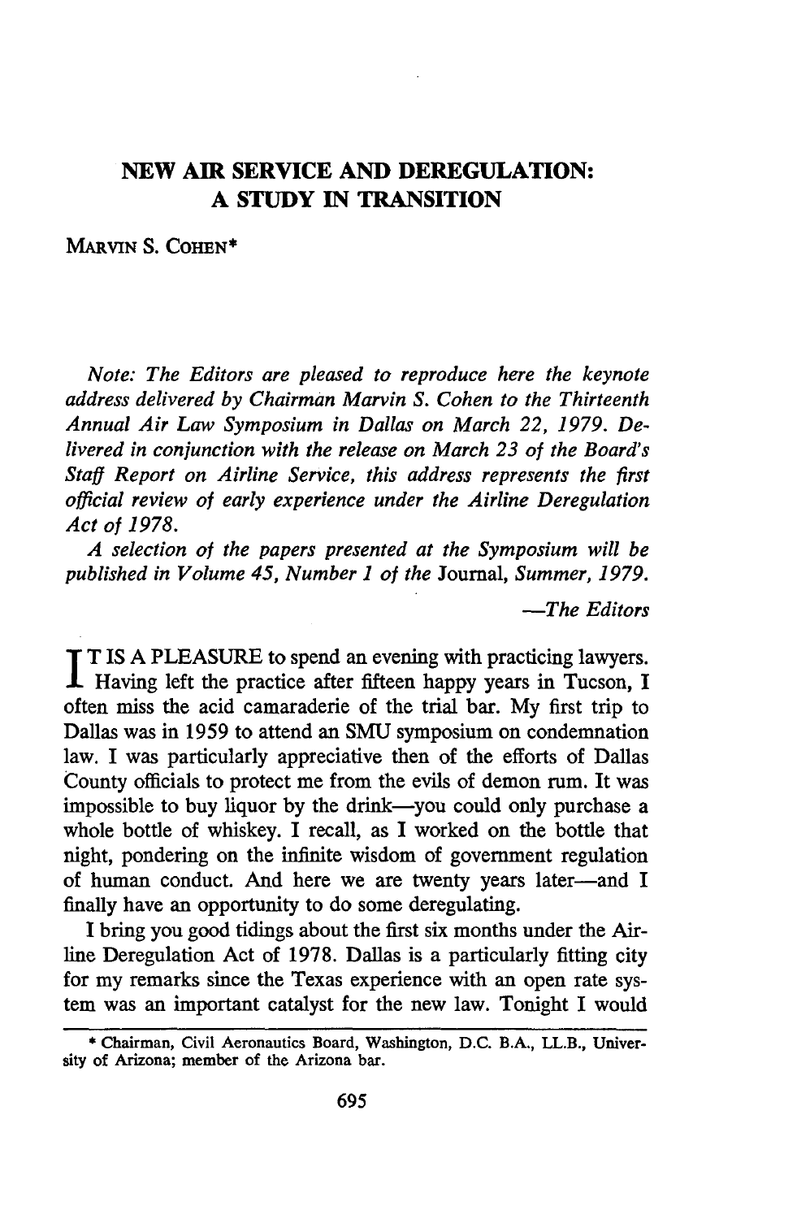# NEW AIR SERVICE AND DEREGULATION: A STUDY IN TRANSITION

MARVIN S. COHEN*

*Note: The Editors are pleased to reproduce here the keynote address delivered by Chairman Marvin S. Cohen to the Thirteenth Annual Air Law Symposium in Dallas on March 22, 1979. Delivered in conjunction with the release on March 23 of the Board's Staff Report on Airline Service, this address represents the first official review of early experience under the Airline Deregulation Act of 1978.*

*A selection of the papers presented at the Symposium will be published in Volume 45, Number 1 of the* Journal, *Summer, 1979.*

*—The Editors*

IT IS A PLEASURE to spend an evening with practicing lawyers. Having left the practice after fifteen happy years in Tucson, I often miss the acid camaraderie of the trial bar. My first trip to Dallas was in 1959 to attend an SMU symposium on condemnation law. I was particularly appreciative then of the efforts of Dallas County officials to protect me from the evils of demon rum. It was impossible to buy liquor by the drink—you could only purchase a whole bottle of whiskey. I recall, as I worked on the bottle that night, pondering on the infinite wisdom of government regulation of human conduct. And here we are twenty years later—and I finally have an opportunity to do some deregulating.

I bring you good tidings about the first six months under the Airline Deregulation Act of 1978. Dallas is a particularly fitting city for my remarks since the Texas experience with an open rate system was an important catalyst for the new law. Tonight I would

---

\* Chairman, Civil Aeronautics Board, Washington, D.C. B.A., LL.B., University of Arizona; member of the Arizona bar.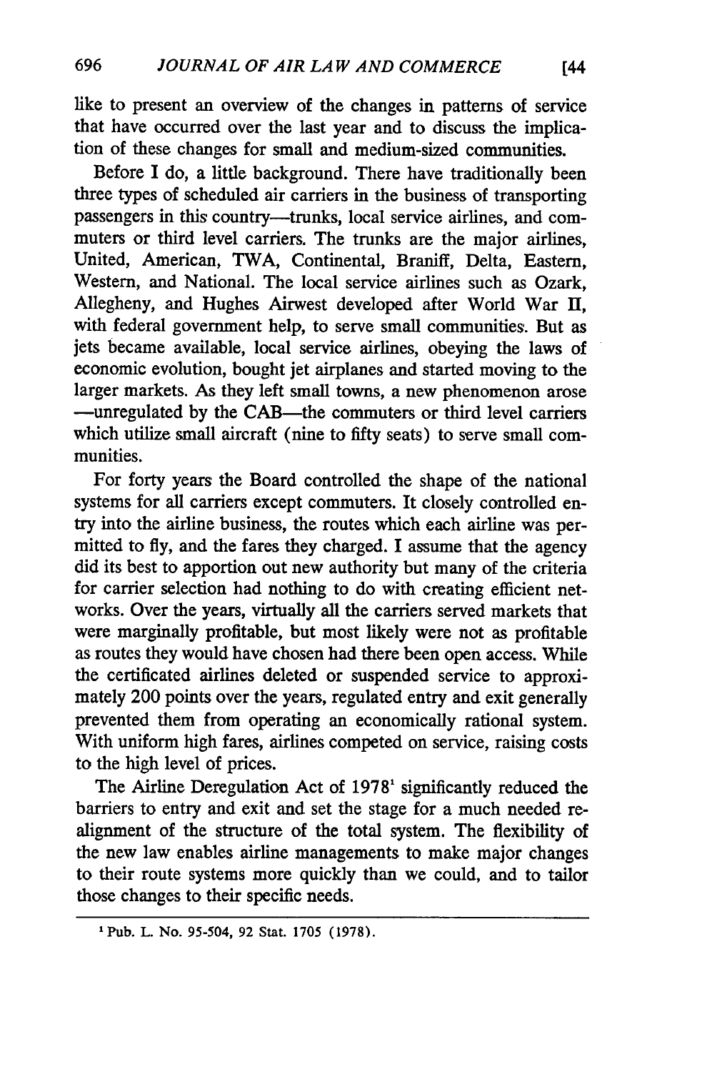like to present an overview of the changes in patterns of service that have occurred over the last year and to discuss the implication of these changes for small and medium-sized communities.

Before I do, a little background. There have traditionally been three types of scheduled air carriers in the business of transporting passengers in this country—trunks, local service airlines, and commuters or third level carriers. The trunks are the major airlines, United, American, TWA, Continental, Braniff, Delta, Eastern, Western, and National. The local service airlines such as Ozark, Allegheny, and Hughes Airwest developed after World War II, with federal government help, to serve small communities. But as jets became available, local service airlines, obeying the laws of economic evolution, bought jet airplanes and started moving to the larger markets. As they left small towns, a new phenomenon arose —unregulated by the CAB—the commuters or third level carriers which utilize small aircraft (nine to fifty seats) to serve small communities.

For forty years the Board controlled the shape of the national systems for all carriers except commuters. It closely controlled entry into the airline business, the routes which each airline was permitted to fly, and the fares they charged. I assume that the agency did its best to apportion out new authority but many of the criteria for carrier selection had nothing to do with creating efficient networks. Over the years, virtually all the carriers served markets that were marginally profitable, but most likely were not as profitable as routes they would have chosen had there been open access. While the certificated airlines deleted or suspended service to approximately 200 points over the years, regulated entry and exit generally prevented them from operating an economically rational system. With uniform high fares, airlines competed on service, raising costs to the high level of prices.

The Airline Deregulation Act of 1978[1] significantly reduced the barriers to entry and exit and set the stage for a much needed realignment of the structure of the total system. The flexibility of the new law enables airline managements to make major changes to their route systems more quickly than we could, and to tailor those changes to their specific needs.

---

[1] Pub. L. No. 95-504, 92 Stat. 1705 (1978).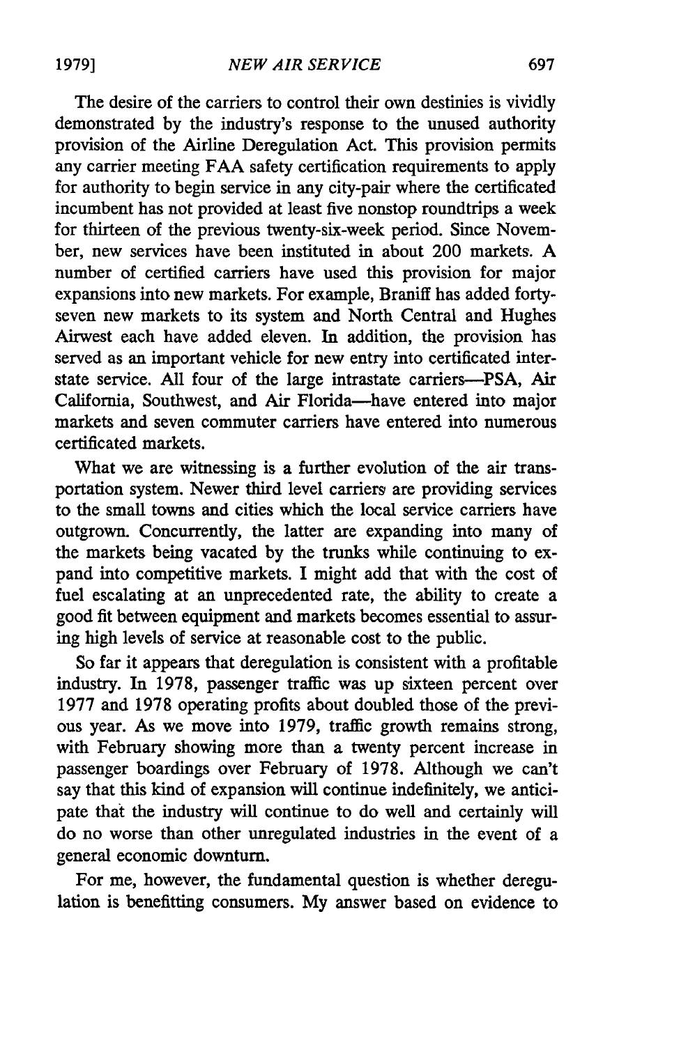The desire of the carriers to control their own destinies is vividly demonstrated by the industry's response to the unused authority provision of the Airline Deregulation Act. This provision permits any carrier meeting FAA safety certification requirements to apply for authority to begin service in any city-pair where the certificated incumbent has not provided at least five nonstop roundtrips a week for thirteen of the previous twenty-six-week period. Since November, new services have been instituted in about 200 markets. A number of certified carriers have used this provision for major expansions into new markets. For example, Braniff has added forty-seven new markets to its system and North Central and Hughes Airwest each have added eleven. In addition, the provision has served as an important vehicle for new entry into certificated interstate service. All four of the large intrastate carriers—PSA, Air California, Southwest, and Air Florida—have entered into major markets and seven commuter carriers have entered into numerous certificated markets.

What we are witnessing is a further evolution of the air transportation system. Newer third level carriers are providing services to the small towns and cities which the local service carriers have outgrown. Concurrently, the latter are expanding into many of the markets being vacated by the trunks while continuing to expand into competitive markets. I might add that with the cost of fuel escalating at an unprecedented rate, the ability to create a good fit between equipment and markets becomes essential to assuring high levels of service at reasonable cost to the public.

So far it appears that deregulation is consistent with a profitable industry. In 1978, passenger traffic was up sixteen percent over 1977 and 1978 operating profits about doubled those of the previous year. As we move into 1979, traffic growth remains strong, with February showing more than a twenty percent increase in passenger boardings over February of 1978. Although we can't say that this kind of expansion will continue indefinitely, we anticipate that the industry will continue to do well and certainly will do no worse than other unregulated industries in the event of a general economic downturn.

For me, however, the fundamental question is whether deregulation is benefitting consumers. My answer based on evidence to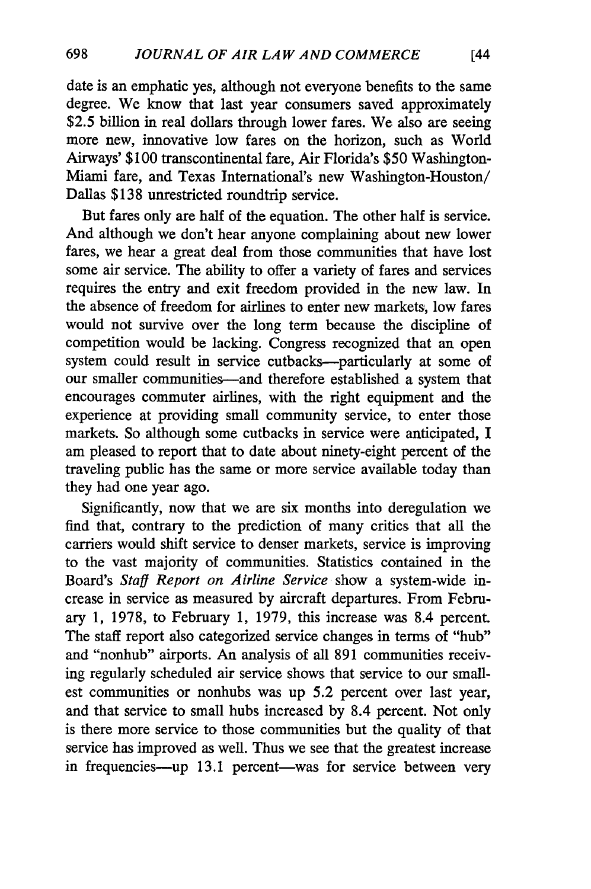date is an emphatic yes, although not everyone benefits to the same degree. We know that last year consumers saved approximately $2.5 billion in real dollars through lower fares. We also are seeing more new, innovative low fares on the horizon, such as World Airways' $100 transcontinental fare, Air Florida's $50 Washington-Miami fare, and Texas International's new Washington-Houston/Dallas $138 unrestricted roundtrip service.

But fares only are half of the equation. The other half is service. And although we don't hear anyone complaining about new lower fares, we hear a great deal from those communities that have lost some air service. The ability to offer a variety of fares and services requires the entry and exit freedom provided in the new law. In the absence of freedom for airlines to enter new markets, low fares would not survive over the long term because the discipline of competition would be lacking. Congress recognized that an open system could result in service cutbacks—particularly at some of our smaller communities—and therefore established a system that encourages commuter airlines, with the right equipment and the experience at providing small community service, to enter those markets. So although some cutbacks in service were anticipated, I am pleased to report that to date about ninety-eight percent of the traveling public has the same or more service available today than they had one year ago.

Significantly, now that we are six months into deregulation we find that, contrary to the prediction of many critics that all the carriers would shift service to denser markets, service is improving to the vast majority of communities. Statistics contained in the Board's *Staff Report on Airline Service* show a system-wide increase in service as measured by aircraft departures. From February 1, 1978, to February 1, 1979, this increase was 8.4 percent. The staff report also categorized service changes in terms of "hub" and "nonhub" airports. An analysis of all 891 communities receiving regularly scheduled air service shows that service to our smallest communities or nonhubs was up 5.2 percent over last year, and that service to small hubs increased by 8.4 percent. Not only is there more service to those communities but the quality of that service has improved as well. Thus we see that the greatest increase in frequencies—up 13.1 percent—was for service between very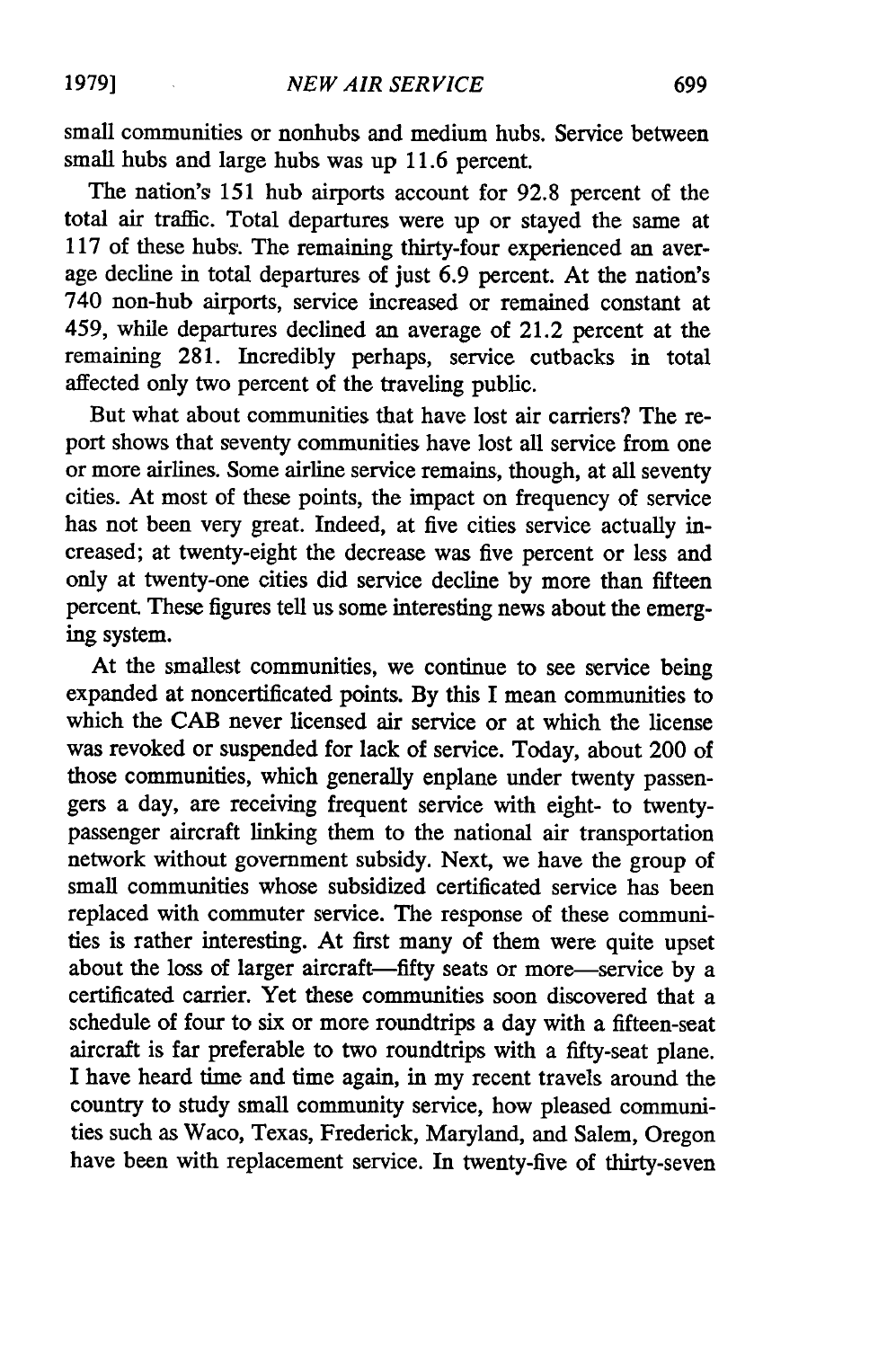small communities or nonhubs and medium hubs. Service between small hubs and large hubs was up 11.6 percent.

The nation's 151 hub airports account for 92.8 percent of the total air traffic. Total departures were up or stayed the same at 117 of these hubs. The remaining thirty-four experienced an average decline in total departures of just 6.9 percent. At the nation's 740 non-hub airports, service increased or remained constant at 459, while departures declined an average of 21.2 percent at the remaining 281. Incredibly perhaps, service cutbacks in total affected only two percent of the traveling public.

But what about communities that have lost air carriers? The report shows that seventy communities have lost all service from one or more airlines. Some airline service remains, though, at all seventy cities. At most of these points, the impact on frequency of service has not been very great. Indeed, at five cities service actually increased; at twenty-eight the decrease was five percent or less and only at twenty-one cities did service decline by more than fifteen percent. These figures tell us some interesting news about the emerging system.

At the smallest communities, we continue to see service being expanded at noncertificated points. By this I mean communities to which the CAB never licensed air service or at which the license was revoked or suspended for lack of service. Today, about 200 of those communities, which generally enplane under twenty passengers a day, are receiving frequent service with eight- to twenty-passenger aircraft linking them to the national air transportation network without government subsidy. Next, we have the group of small communities whose subsidized certificated service has been replaced with commuter service. The response of these communities is rather interesting. At first many of them were quite upset about the loss of larger aircraft—fifty seats or more—service by a certificated carrier. Yet these communities soon discovered that a schedule of four to six or more roundtrips a day with a fifteen-seat aircraft is far preferable to two roundtrips with a fifty-seat plane. I have heard time and time again, in my recent travels around the country to study small community service, how pleased communities such as Waco, Texas, Frederick, Maryland, and Salem, Oregon have been with replacement service. In twenty-five of thirty-seven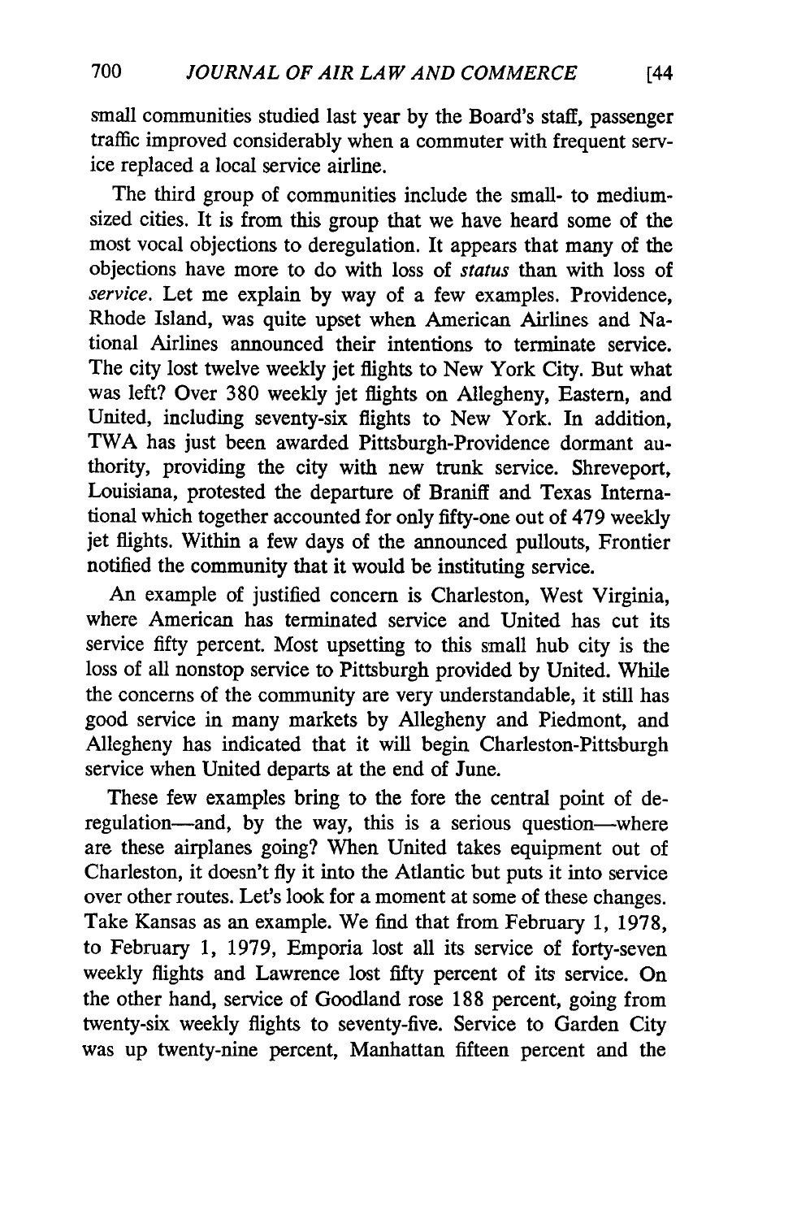small communities studied last year by the Board's staff, passenger traffic improved considerably when a commuter with frequent service replaced a local service airline.

The third group of communities include the small- to medium-sized cities. It is from this group that we have heard some of the most vocal objections to deregulation. It appears that many of the objections have more to do with loss of *status* than with loss of *service*. Let me explain by way of a few examples. Providence, Rhode Island, was quite upset when American Airlines and National Airlines announced their intentions to terminate service. The city lost twelve weekly jet flights to New York City. But what was left? Over 380 weekly jet flights on Allegheny, Eastern, and United, including seventy-six flights to New York. In addition, TWA has just been awarded Pittsburgh-Providence dormant authority, providing the city with new trunk service. Shreveport, Louisiana, protested the departure of Braniff and Texas International which together accounted for only fifty-one out of 479 weekly jet flights. Within a few days of the announced pullouts, Frontier notified the community that it would be instituting service.

An example of justified concern is Charleston, West Virginia, where American has terminated service and United has cut its service fifty percent. Most upsetting to this small hub city is the loss of all nonstop service to Pittsburgh provided by United. While the concerns of the community are very understandable, it still has good service in many markets by Allegheny and Piedmont, and Allegheny has indicated that it will begin Charleston-Pittsburgh service when United departs at the end of June.

These few examples bring to the fore the central point of deregulation—and, by the way, this is a serious question—where are these airplanes going? When United takes equipment out of Charleston, it doesn't fly it into the Atlantic but puts it into service over other routes. Let's look for a moment at some of these changes. Take Kansas as an example. We find that from February 1, 1978, to February 1, 1979, Emporia lost all its service of forty-seven weekly flights and Lawrence lost fifty percent of its service. On the other hand, service of Goodland rose 188 percent, going from twenty-six weekly flights to seventy-five. Service to Garden City was up twenty-nine percent, Manhattan fifteen percent and the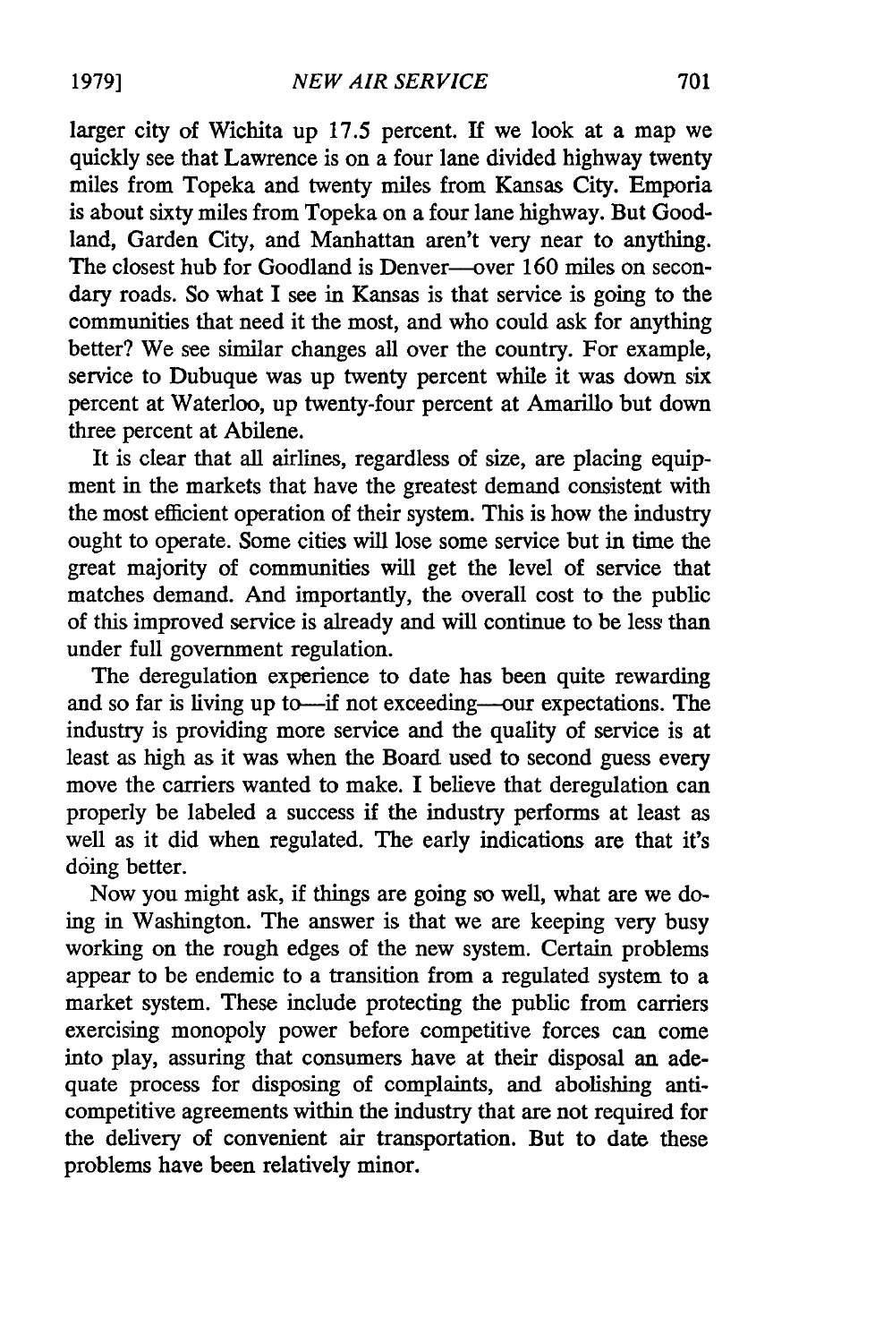larger city of Wichita up 17.5 percent. If we look at a map we quickly see that Lawrence is on a four lane divided highway twenty miles from Topeka and twenty miles from Kansas City. Emporia is about sixty miles from Topeka on a four lane highway. But Goodland, Garden City, and Manhattan aren't very near to anything. The closest hub for Goodland is Denver—over 160 miles on secondary roads. So what I see in Kansas is that service is going to the communities that need it the most, and who could ask for anything better? We see similar changes all over the country. For example, service to Dubuque was up twenty percent while it was down six percent at Waterloo, up twenty-four percent at Amarillo but down three percent at Abilene.

It is clear that all airlines, regardless of size, are placing equipment in the markets that have the greatest demand consistent with the most efficient operation of their system. This is how the industry ought to operate. Some cities will lose some service but in time the great majority of communities will get the level of service that matches demand. And importantly, the overall cost to the public of this improved service is already and will continue to be less than under full government regulation.

The deregulation experience to date has been quite rewarding and so far is living up to—if not exceeding—our expectations. The industry is providing more service and the quality of service is at least as high as it was when the Board used to second guess every move the carriers wanted to make. I believe that deregulation can properly be labeled a success if the industry performs at least as well as it did when regulated. The early indications are that it's doing better.

Now you might ask, if things are going so well, what are we doing in Washington. The answer is that we are keeping very busy working on the rough edges of the new system. Certain problems appear to be endemic to a transition from a regulated system to a market system. These include protecting the public from carriers exercising monopoly power before competitive forces can come into play, assuring that consumers have at their disposal an adequate process for disposing of complaints, and abolishing anticompetitive agreements within the industry that are not required for the delivery of convenient air transportation. But to date these problems have been relatively minor.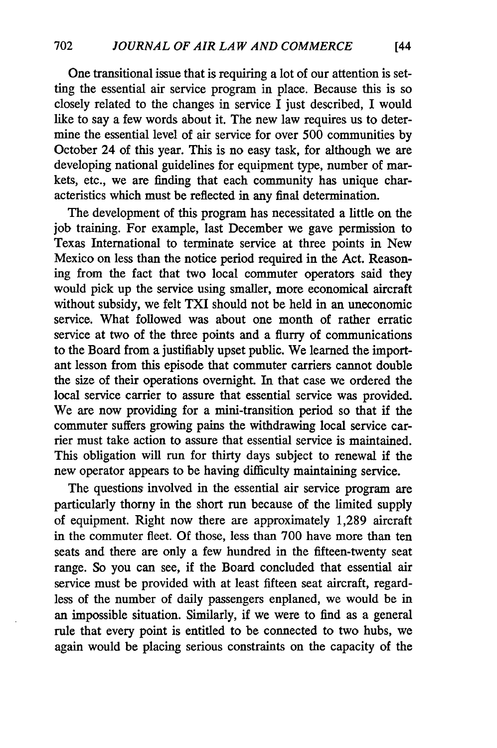One transitional issue that is requiring a lot of our attention is setting the essential air service program in place. Because this is so closely related to the changes in service I just described, I would like to say a few words about it. The new law requires us to determine the essential level of air service for over 500 communities by October 24 of this year. This is no easy task, for although we are developing national guidelines for equipment type, number of markets, etc., we are finding that each community has unique characteristics which must be reflected in any final determination.

The development of this program has necessitated a little on the job training. For example, last December we gave permission to Texas International to terminate service at three points in New Mexico on less than the notice period required in the Act. Reasoning from the fact that two local commuter operators said they would pick up the service using smaller, more economical aircraft without subsidy, we felt TXI should not be held in an uneconomic service. What followed was about one month of rather erratic service at two of the three points and a flurry of communications to the Board from a justifiably upset public. We learned the important lesson from this episode that commuter carriers cannot double the size of their operations overnight. In that case we ordered the local service carrier to assure that essential service was provided. We are now providing for a mini-transition period so that if the commuter suffers growing pains the withdrawing local service carrier must take action to assure that essential service is maintained. This obligation will run for thirty days subject to renewal if the new operator appears to be having difficulty maintaining service.

The questions involved in the essential air service program are particularly thorny in the short run because of the limited supply of equipment. Right now there are approximately 1,289 aircraft in the commuter fleet. Of those, less than 700 have more than ten seats and there are only a few hundred in the fifteen-twenty seat range. So you can see, if the Board concluded that essential air service must be provided with at least fifteen seat aircraft, regardless of the number of daily passengers enplaned, we would be in an impossible situation. Similarly, if we were to find as a general rule that every point is entitled to be connected to two hubs, we again would be placing serious constraints on the capacity of the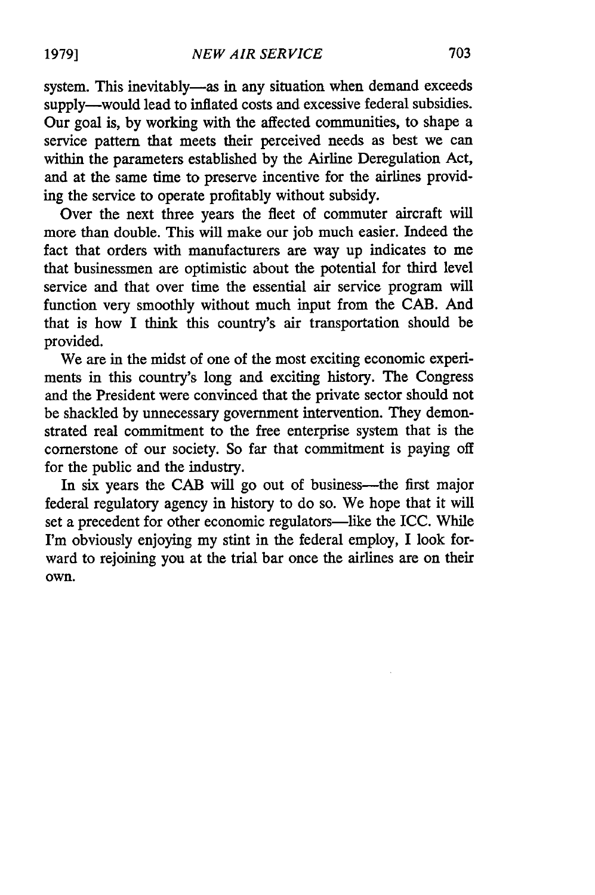system. This inevitably—as in any situation when demand exceeds supply—would lead to inflated costs and excessive federal subsidies. Our goal is, by working with the affected communities, to shape a service pattern that meets their perceived needs as best we can within the parameters established by the Airline Deregulation Act, and at the same time to preserve incentive for the airlines providing the service to operate profitably without subsidy.

Over the next three years the fleet of commuter aircraft will more than double. This will make our job much easier. Indeed the fact that orders with manufacturers are way up indicates to me that businessmen are optimistic about the potential for third level service and that over time the essential air service program will function very smoothly without much input from the CAB. And that is how I think this country's air transportation should be provided.

We are in the midst of one of the most exciting economic experiments in this country's long and exciting history. The Congress and the President were convinced that the private sector should not be shackled by unnecessary government intervention. They demonstrated real commitment to the free enterprise system that is the cornerstone of our society. So far that commitment is paying off for the public and the industry.

In six years the CAB will go out of business—the first major federal regulatory agency in history to do so. We hope that it will set a precedent for other economic regulators—like the ICC. While I'm obviously enjoying my stint in the federal employ, I look forward to rejoining you at the trial bar once the airlines are on their own.